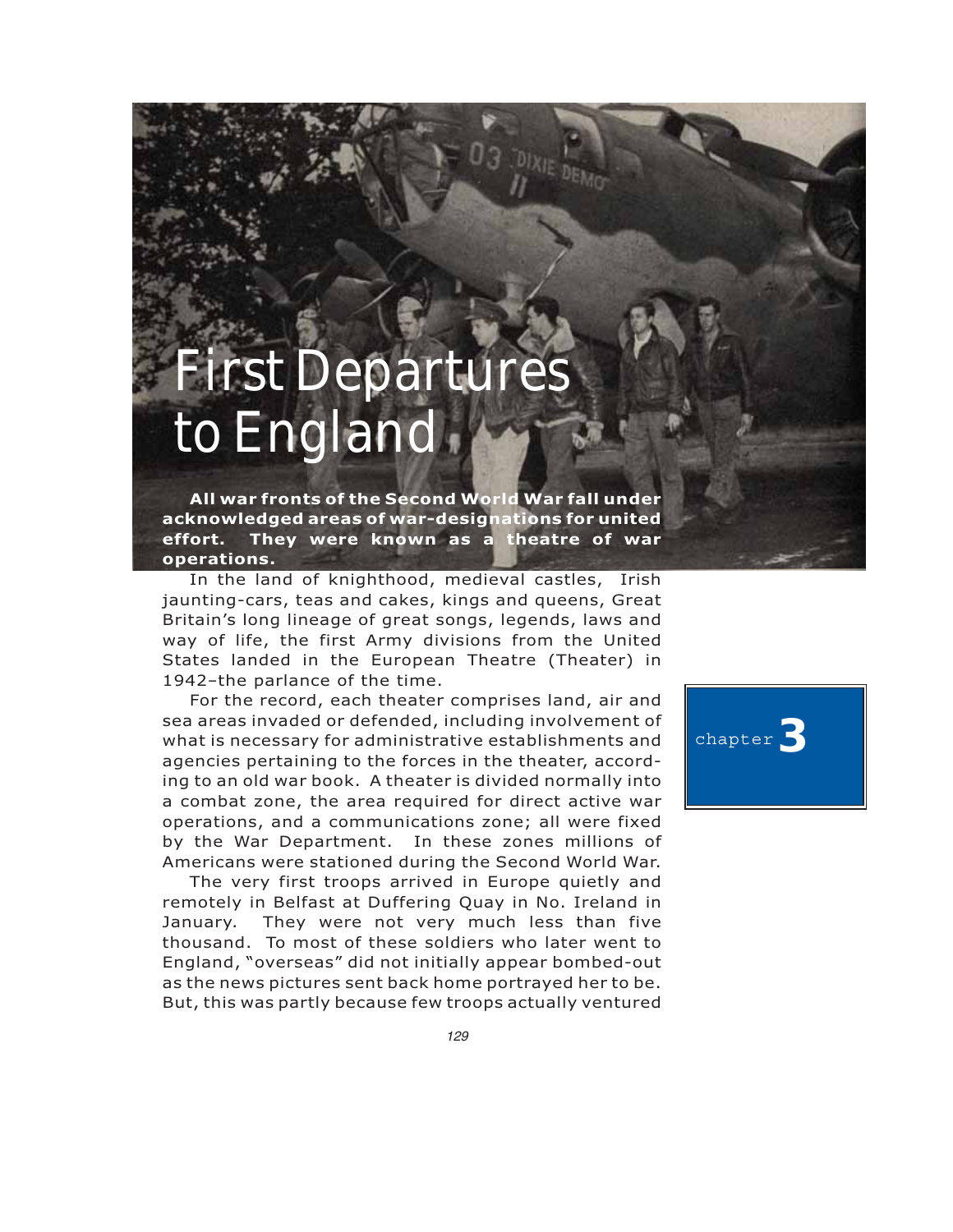# First Departures to England

**All war fronts of the Second World War fall under acknowledged areas of war-designations for united effort. They were known as a theatre of war operations.**

chapter 3

In the land of knighthood, medieval castles, Irish jaunting-cars, teas and cakes, kings and queens, Great Britain's long lineage of great songs, legends, laws and way of life, the first Army divisions from the United States landed in the European Theatre (Theater) in 1942–the parlance of the time.

For the record, each theater comprises land, air and sea areas invaded or defended, including involvement of what is necessary for administrative establishments and agencies pertaining to the forces in the theater, according to an old war book. A theater is divided normally into a combat zone, the area required for direct active war operations, and a communications zone; all were fixed by the War Department. In these zones millions of Americans were stationed during the Second World War.

The very first troops arrived in Europe quietly and remotely in Belfast at Duffering Quay in No. Ireland in January. They were not very much less than five thousand. To most of these soldiers who later went to England, "overseas" did not initially appear bombed-out as the news pictures sent back home portrayed her to be. But, this was partly because few troops actually ventured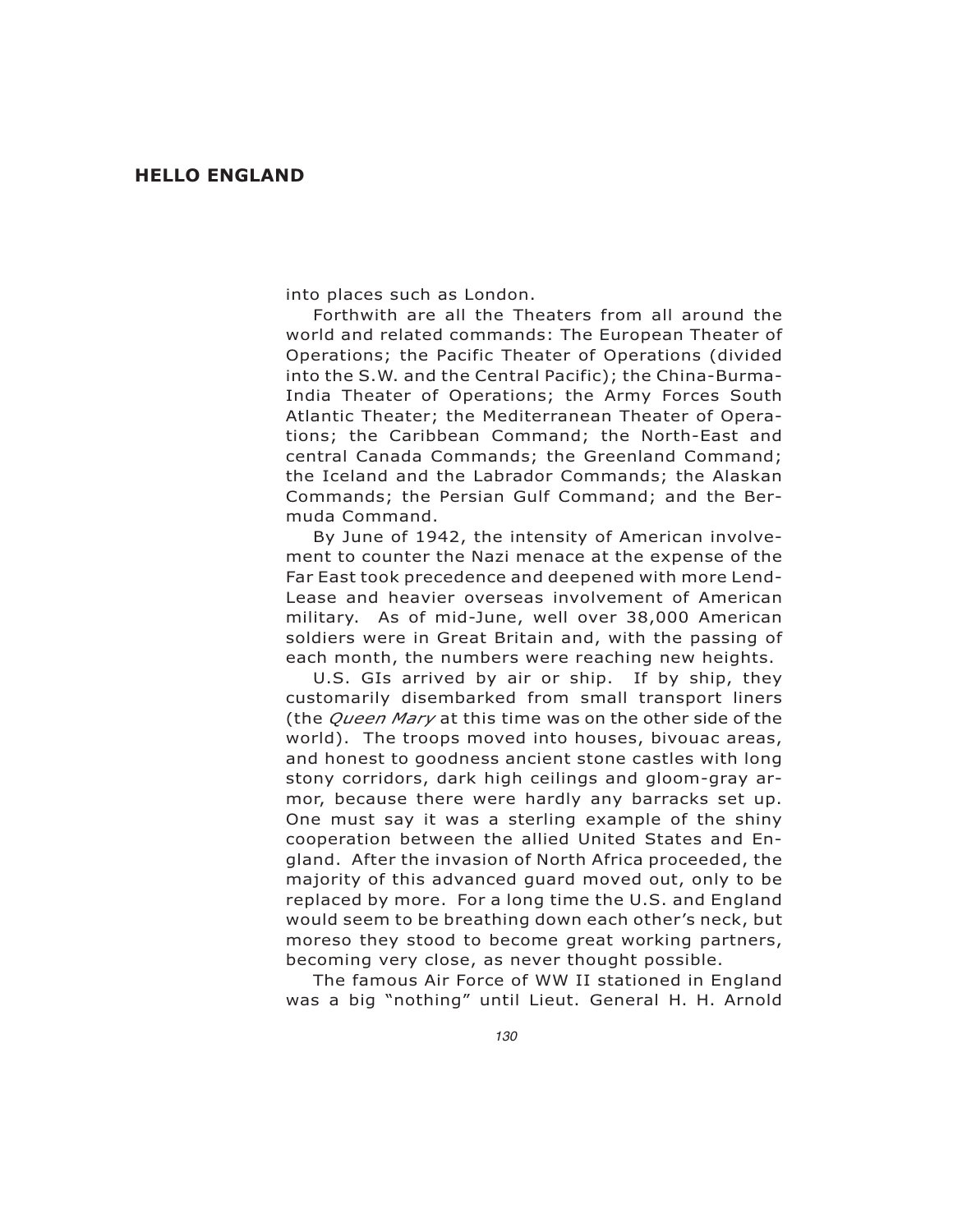into places such as London.

Forthwith are all the Theaters from all around the world and related commands: The European Theater of Operations; the Pacific Theater of Operations (divided into the S.W. and the Central Pacific); the China-Burma-India Theater of Operations; the Army Forces South Atlantic Theater; the Mediterranean Theater of Operations; the Caribbean Command; the North-East and central Canada Commands; the Greenland Command; the Iceland and the Labrador Commands; the Alaskan Commands; the Persian Gulf Command; and the Bermuda Command.

By June of 1942, the intensity of American involvement to counter the Nazi menace at the expense of the Far East took precedence and deepened with more Lend-Lease and heavier overseas involvement of American military. As of mid-June, well over 38,000 American soldiers were in Great Britain and, with the passing of each month, the numbers were reaching new heights.

U.S. GIs arrived by air or ship. If by ship, they customarily disembarked from small transport liners (the *Queen Mary* at this time was on the other side of the world). The troops moved into houses, bivouac areas, and honest to goodness ancient stone castles with long stony corridors, dark high ceilings and gloom-gray armor, because there were hardly any barracks set up. One must say it was a sterling example of the shiny cooperation between the allied United States and England. After the invasion of North Africa proceeded, the majority of this advanced guard moved out, only to be replaced by more. For a long time the U.S. and England would seem to be breathing down each other's neck, but moreso they stood to become great working partners, becoming very close, as never thought possible.

The famous Air Force of WW II stationed in England was a big "nothing" until Lieut. General H. H. Arnold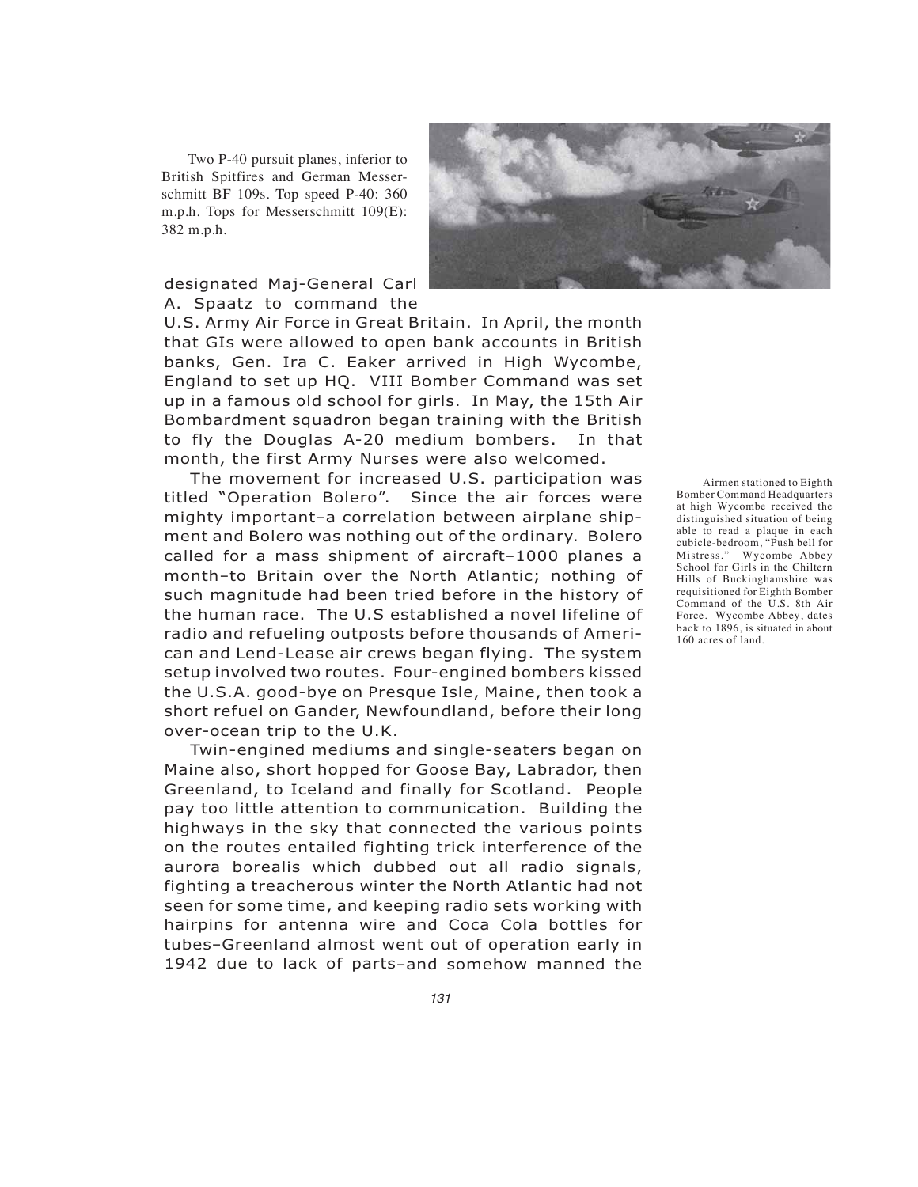Two P-40 pursuit planes, inferior to British Spitfires and German Messerschmitt BF 109s. Top speed P-40: 360 m.p.h. Tops for Messerschmitt 109(E): 382 m.p.h.

designated Maj-General Carl A. Spaatz to command the U.S. Army Air Force in Great Britain. In April, the month that GIs were allowed to open bank accounts in British banks, Gen. Ira C. Eaker arrived in High Wycombe, England to set up HQ. VIII Bomber Command was set up in a famous old school for girls. In May, the 15th Air Bombardment squadron began training with the British to fly the Douglas A-20 medium bombers. In that month, the first Army Nurses were also welcomed.

The movement for increased U.S. participation was titled "Operation Bolero". Since the air forces were mighty important–a correlation between airplane shipment and Bolero was nothing out of the ordinary. Bolero called for a mass shipment of aircraft–1000 planes a month–to Britain over the North Atlantic; nothing of such magnitude had been tried before in the history of the human race. The U.S established a novel lifeline of radio and refueling outposts before thousands of American and Lend-Lease air crews began flying. The system setup involved two routes. Four-engined bombers kissed the U.S.A. good-bye on Presque Isle, Maine, then took a short refuel on Gander, Newfoundland, before their long over-ocean trip to the U.K.

Twin-engined mediums and single-seaters began on Maine also, short hopped for Goose Bay, Labrador, then Greenland, to Iceland and finally for Scotland. People pay too little attention to communication. Building the highways in the sky that connected the various points on the routes entailed fighting trick interference of the aurora borealis which dubbed out all radio signals, fighting a treacherous winter the North Atlantic had not seen for some time, and keeping radio sets working with hairpins for antenna wire and Coca Cola bottles for tubes–Greenland almost went out of operation early in 1942 due to lack of parts–and somehow manned the

Airmen stationed to Eighth Bomber Command Headquarters at high Wycombe received the distinguished situation of being able to read a plaque in each cubicle-bedroom, "Push bell for Mistress." Wycombe Abbey School for Girls in the Chiltern Hills of Buckinghamshire was requisitioned for Eighth Bomber Command of the U.S. 8th Air Force. Wycombe Abbey, dates back to 1896, is situated in about 160 acres of land.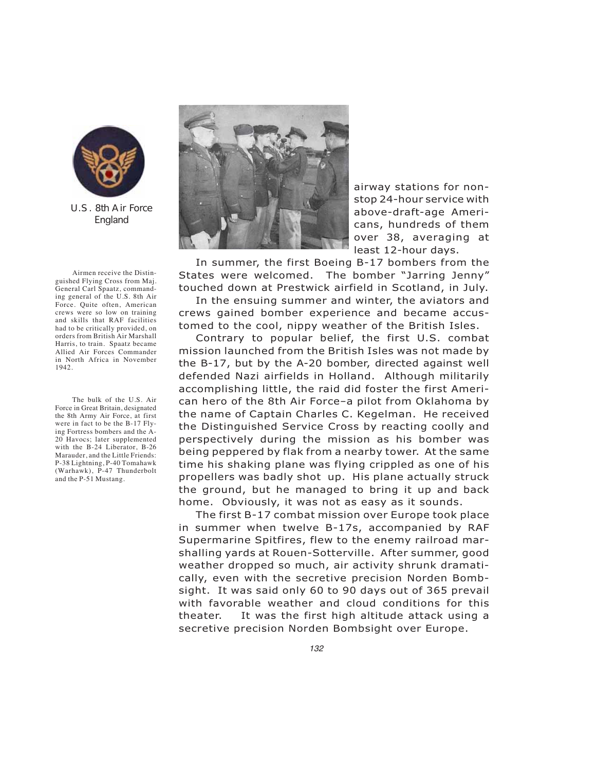U.S. 8th Air Force
England

Airmen receive the Distinguished Flying Cross from Maj. General Carl Spaatz, commanding general of the U.S. 8th Air Force. Quite often, American crews were so low on training and skills that RAF facilities had to be critically provided, on orders from British Air Marshall Harris, to train. Spaatz became Allied Air Forces Commander in North Africa in November 1942.

The bulk of the U.S. Air Force in Great Britain, designated the 8th Army Air Force, at first were in fact to be the B-17 Flying Fortress bombers and the A-20 Havocs; later supplemented with the B-24 Liberator, B-26 Marauder, and the Little Friends: P-38 Lightning, P-40 Tomahawk (Warhawk), P-47 Thunderbolt and the P-51 Mustang.

airway stations for non-stop 24-hour service with above-draft-age Americans, hundreds of them over 38, averaging at least 12-hour days.

In summer, the first Boeing B-17 bombers from the States were welcomed. The bomber "Jarring Jenny" touched down at Prestwick airfield in Scotland, in July.

In the ensuing summer and winter, the aviators and crews gained bomber experience and became accustomed to the cool, nippy weather of the British Isles.

Contrary to popular belief, the first U.S. combat mission launched from the British Isles was not made by the B-17, but by the A-20 bomber, directed against well defended Nazi airfields in Holland. Although militarily accomplishing little, the raid did foster the first American hero of the 8th Air Force–a pilot from Oklahoma by the name of Captain Charles C. Kegelman. He received the Distinguished Service Cross by reacting coolly and perspectively during the mission as his bomber was being peppered by flak from a nearby tower. At the same time his shaking plane was flying crippled as one of his propellers was badly shot up. His plane actually struck the ground, but he managed to bring it up and back home. Obviously, it was not as easy as it sounds.

The first B-17 combat mission over Europe took place in summer when twelve B-17s, accompanied by RAF Supermarine Spitfires, flew to the enemy railroad marshalling yards at Rouen-Sotterville. After summer, good weather dropped so much, air activity shrunk dramatically, even with the secretive precision Norden Bombsight. It was said only 60 to 90 days out of 365 prevail with favorable weather and cloud conditions for this theater. It was the first high altitude attack using a secretive precision Norden Bombsight over Europe.